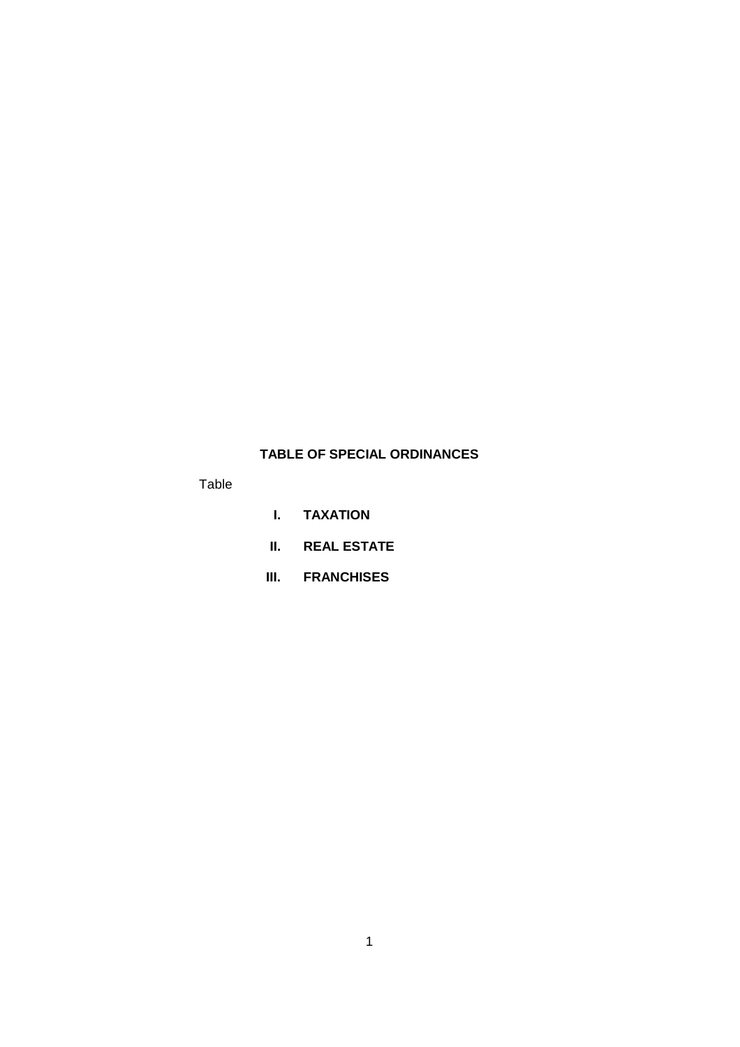# TABLE OF SPECIAL ORDINANCES

Table

- **I. TAXATION**
- **II. REAL ESTATE**
- **III. FRANCHISES**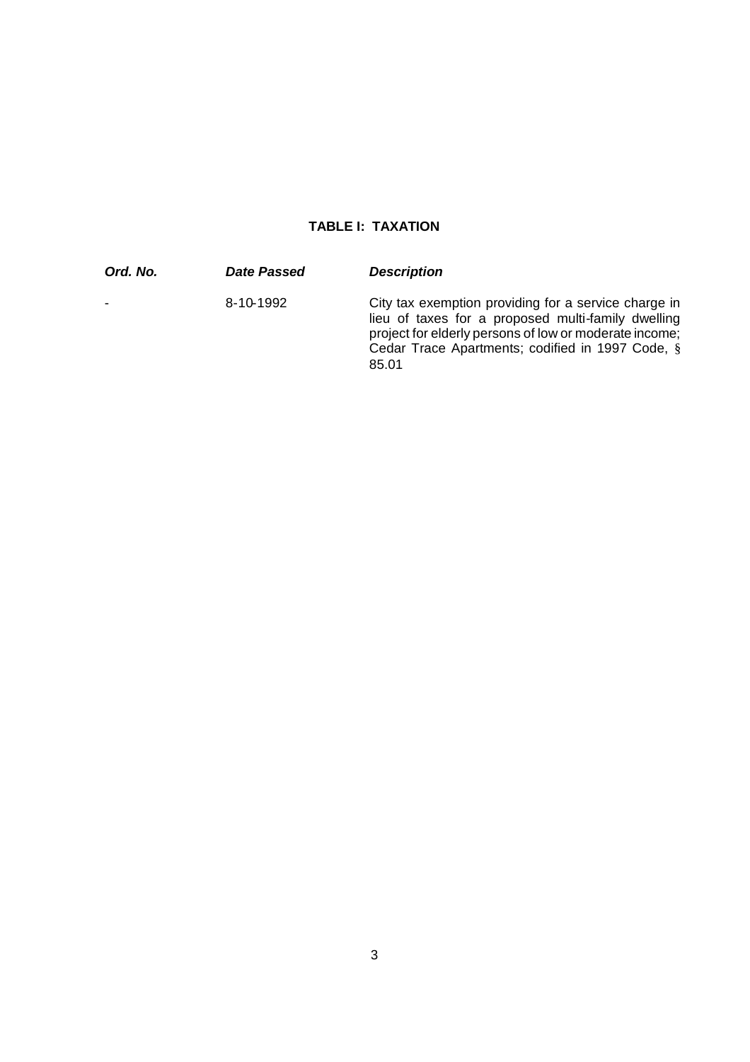## TABLE I: TAXATION

| *Ord. No.* | *Date Passed* | *Description* |
| --- | --- | --- |
| - | 8-10-1992 | City tax exemption providing for a service charge in lieu of taxes for a proposed multi-family dwelling project for elderly persons of low or moderate income; Cedar Trace Apartments; codified in 1997 Code, § 85.01 |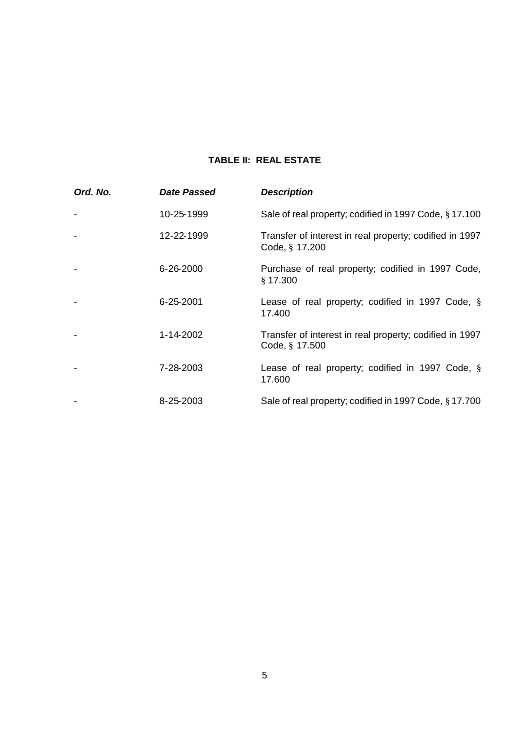**TABLE II: REAL ESTATE**

| *Ord. No.* | *Date Passed* | *Description* |
|---|---|---|
| - | 10-25-1999 | Sale of real property; codified in 1997 Code, § 17.100 |
| - | 12-22-1999 | Transfer of interest in real property; codified in 1997 Code, § 17.200 |
| - | 6-26-2000 | Purchase of real property; codified in 1997 Code, § 17.300 |
| - | 6-25-2001 | Lease of real property; codified in 1997 Code, § 17.400 |
| - | 1-14-2002 | Transfer of interest in real property; codified in 1997 Code, § 17.500 |
| - | 7-28-2003 | Lease of real property; codified in 1997 Code, § 17.600 |
| - | 8-25-2003 | Sale of real property; codified in 1997 Code, § 17.700 |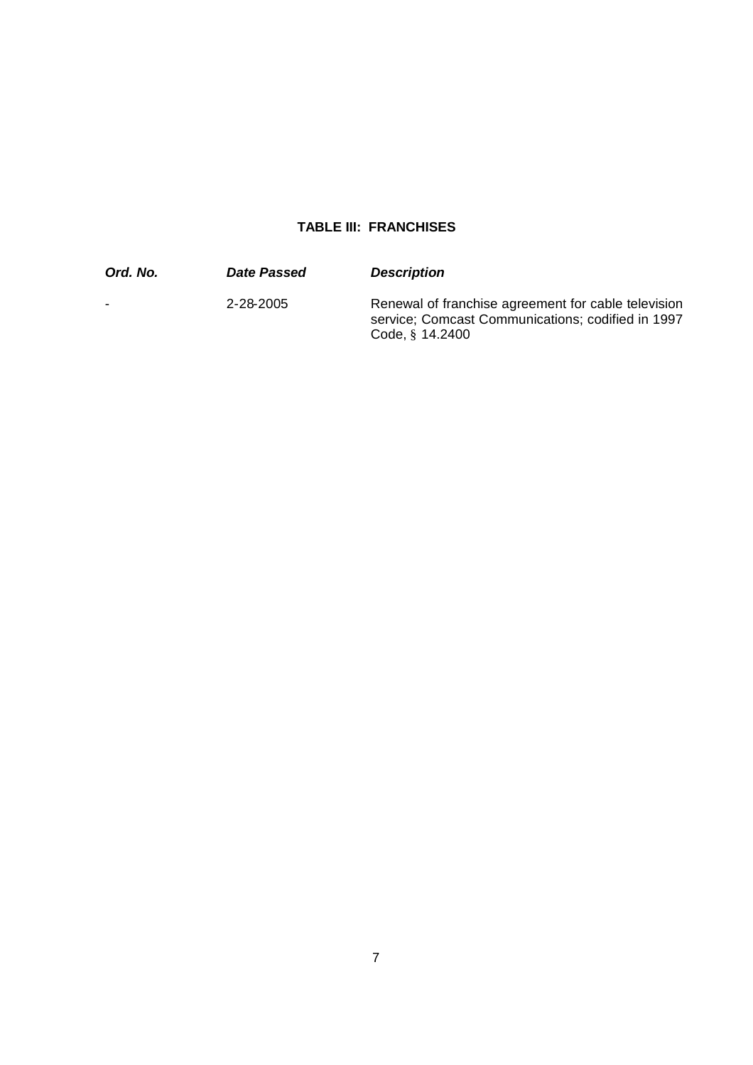## TABLE III: FRANCHISES

| *Ord. No.* | *Date Passed* | *Description* |
|---|---|---|
| - | 2-28-2005 | Renewal of franchise agreement for cable television service; Comcast Communications; codified in 1997 Code, § 14.2400 |